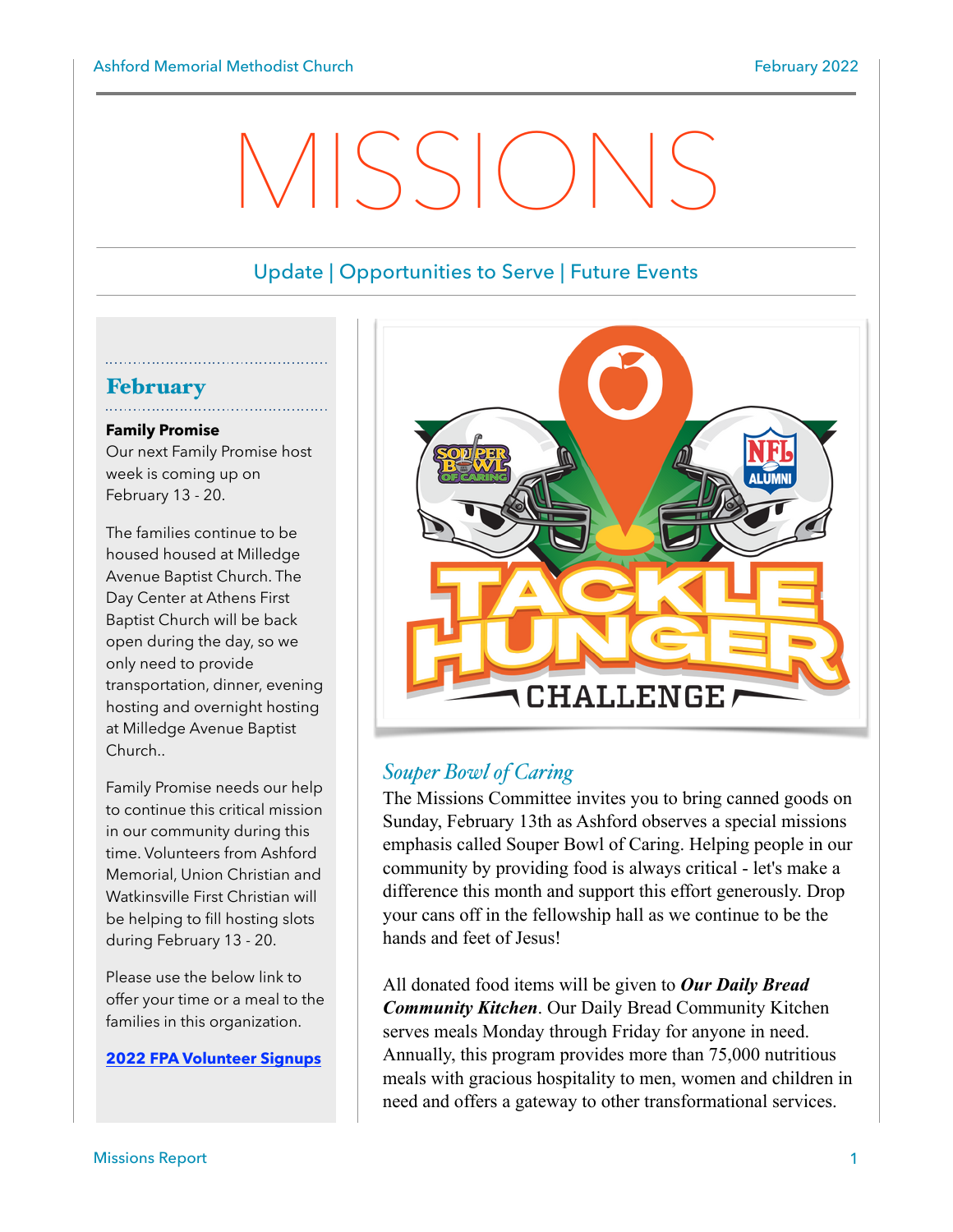# MISSIONS

Update | Opportunities to Serve | Future Events

## February

**Family Promise**

Our next Family Promise host week is coming up on February 13 - 20.

The families continue to be housed housed at Milledge Avenue Baptist Church. The Day Center at Athens First Baptist Church will be back open during the day, so we only need to provide transportation, dinner, evening hosting and overnight hosting at Milledge Avenue Baptist Church..

Family Promise needs our help to continue this critical mission in our community during this time. Volunteers from Ashford Memorial, Union Christian and Watkinsville First Christian will be helping to fill hosting slots during February 13 - 20.

Please use the below link to offer your time or a meal to the families in this organization.

**2022 FPA Volunteer Signups**

## *Souper Bowl of Caring*

The Missions Committee invites you to bring canned goods on Sunday, February 13th as Ashford observes a special missions emphasis called Souper Bowl of Caring. Helping people in our community by providing food is always critical - let's make a difference this month and support this effort generously. Drop your cans off in the fellowship hall as we continue to be the hands and feet of Jesus!

All donated food items will be given to ***Our Daily Bread Community Kitchen***. Our Daily Bread Community Kitchen serves meals Monday through Friday for anyone in need. Annually, this program provides more than 75,000 nutritious meals with gracious hospitality to men, women and children in need and offers a gateway to other transformational services.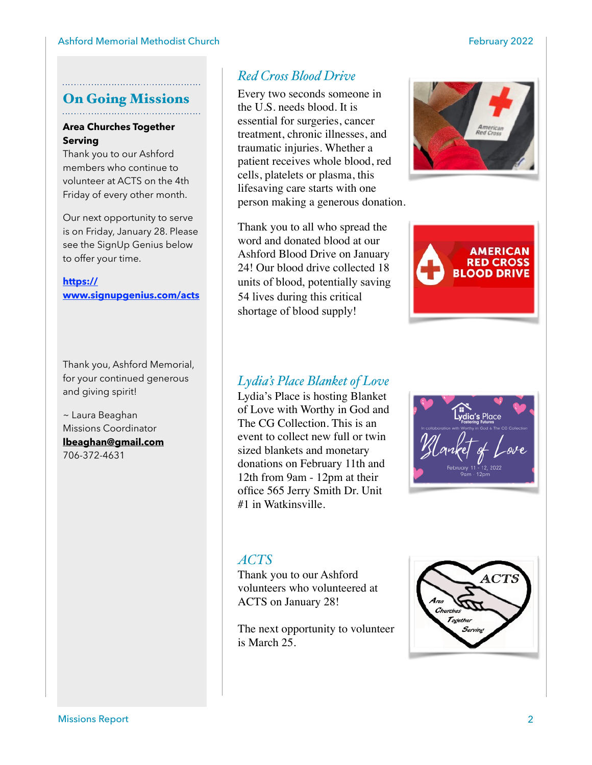## On Going Missions

**Area Churches Together Serving**

Thank you to our Ashford members who continue to volunteer at ACTS on the 4th Friday of every other month.

Our next opportunity to serve is on Friday, January 28. Please see the SignUp Genius below to offer your time.

**https://www.signupgenius.com/acts**

Thank you, Ashford Memorial, for your continued generous and giving spirit!

~ Laura Beaghan
Missions Coordinator
**lbeaghan@gmail.com**
706-372-4631

## *Red Cross Blood Drive*

Every two seconds someone in the U.S. needs blood. It is essential for surgeries, cancer treatment, chronic illnesses, and traumatic injuries. Whether a patient receives whole blood, red cells, platelets or plasma, this lifesaving care starts with one person making a generous donation.

Thank you to all who spread the word and donated blood at our Ashford Blood Drive on January 24! Our blood drive collected 18 units of blood, potentially saving 54 lives during this critical shortage of blood supply!

## *Lydia's Place Blanket of Love*

Lydia's Place is hosting Blanket of Love with Worthy in God and The CG Collection. This is an event to collect new full or twin sized blankets and monetary donations on February 11th and 12th from 9am - 12pm at their office 565 Jerry Smith Dr. Unit #1 in Watkinsville.

## *ACTS*

Thank you to our Ashford volunteers who volunteered at ACTS on January 28!

The next opportunity to volunteer is March 25.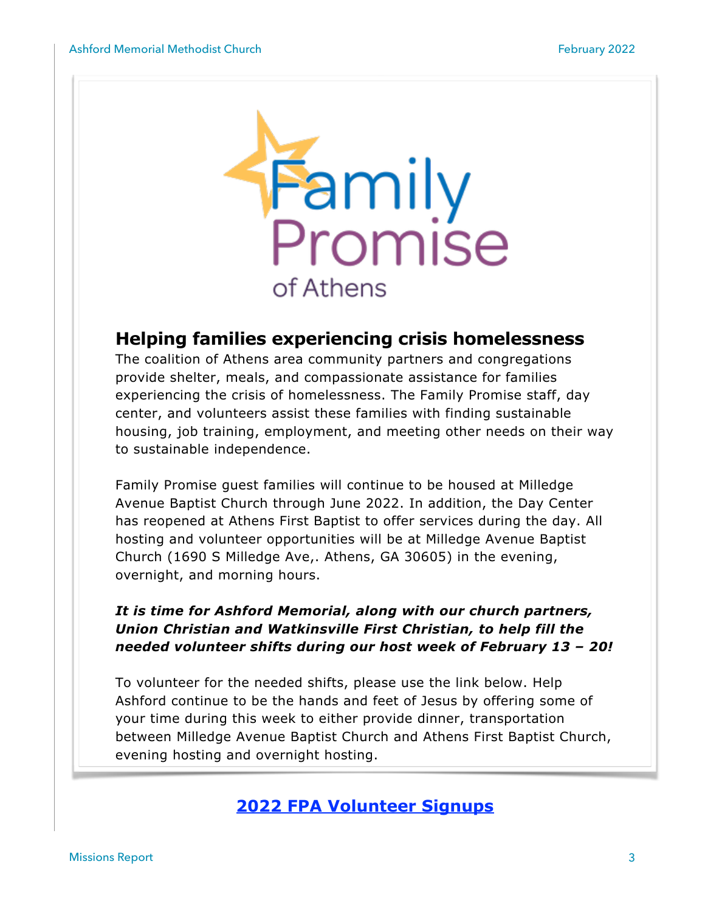Family Promise of Athens

## Helping families experiencing crisis homelessness

The coalition of Athens area community partners and congregations provide shelter, meals, and compassionate assistance for families experiencing the crisis of homelessness. The Family Promise staff, day center, and volunteers assist these families with finding sustainable housing, job training, employment, and meeting other needs on their way to sustainable independence.

Family Promise guest families will continue to be housed at Milledge Avenue Baptist Church through June 2022. In addition, the Day Center has reopened at Athens First Baptist to offer services during the day. All hosting and volunteer opportunities will be at Milledge Avenue Baptist Church (1690 S Milledge Ave,. Athens, GA 30605) in the evening, overnight, and morning hours.

***It is time for Ashford Memorial, along with our church partners, Union Christian and Watkinsville First Christian, to help fill the needed volunteer shifts during our host week of February 13 – 20!***

To volunteer for the needed shifts, please use the link below. Help Ashford continue to be the hands and feet of Jesus by offering some of your time during this week to either provide dinner, transportation between Milledge Avenue Baptist Church and Athens First Baptist Church, evening hosting and overnight hosting.

**2022 FPA Volunteer Signups**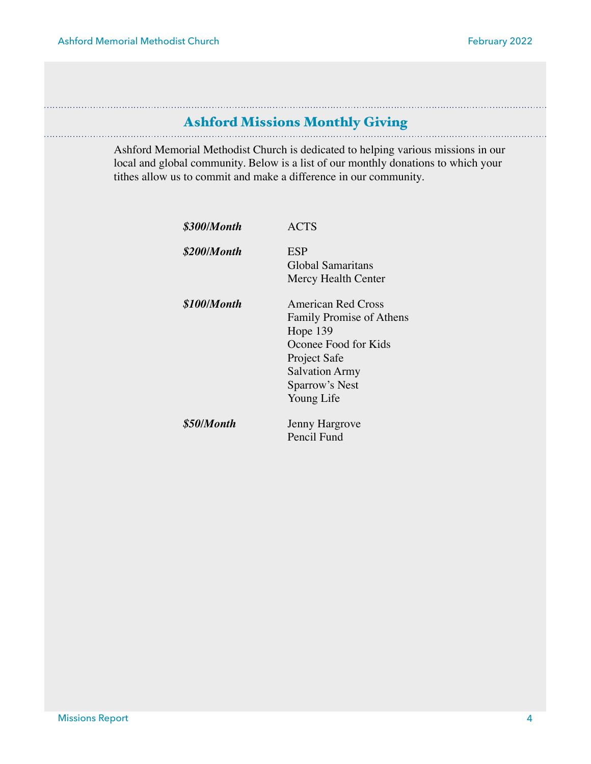## Ashford Missions Monthly Giving

Ashford Memorial Methodist Church is dedicated to helping various missions in our local and global community. Below is a list of our monthly donations to which your tithes allow us to commit and make a difference in our community.

| | |
|---|---|
| ***$300/Month*** | ACTS |
| ***$200/Month*** | ESP<br>Global Samaritans<br>Mercy Health Center |
| ***$100/Month*** | American Red Cross<br>Family Promise of Athens<br>Hope 139<br>Oconee Food for Kids<br>Project Safe<br>Salvation Army<br>Sparrow's Nest<br>Young Life |
| ***$50/Month*** | Jenny Hargrove<br>Pencil Fund |